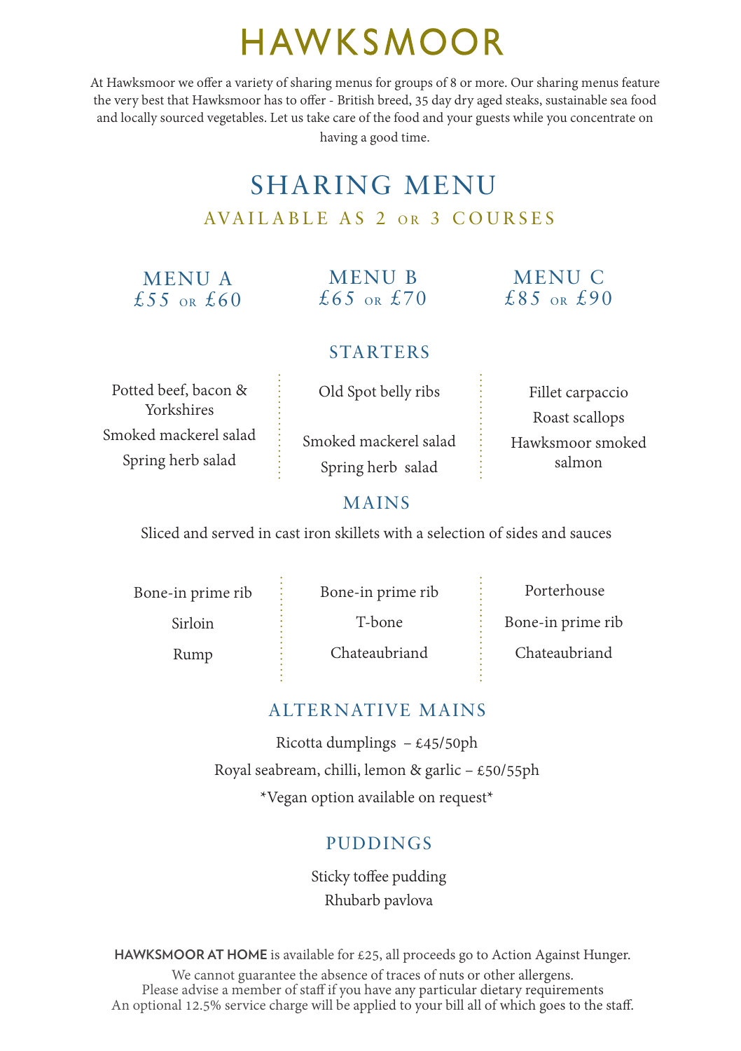# HAWKSMOOR

At Hawksmoor we offer a variety of sharing menus for groups of 8 or more. Our sharing menus feature the very best that Hawksmoor has to offer - British breed, 35 day dry aged steaks, sustainable sea food and locally sourced vegetables. Let us take care of the food and your guests while you concentrate on having a good time.

## SHARING MENU

### AVAILABLE AS 2 OR 3 COURSES

| MENU A £55 OR £60 | MENU B £65 OR £70 | MENU C £85 OR £90 |
|---|---|---|

### STARTERS

| Menu A | Menu B | Menu C |
|---|---|---|
| Potted beef, bacon & Yorkshires | Old Spot belly ribs | Fillet carpaccio |
| Smoked mackerel salad | Smoked mackerel salad | Roast scallops |
| Spring herb salad | Spring herb salad | Hawksmoor smoked salmon |

### MAINS

Sliced and served in cast iron skillets with a selection of sides and sauces

| Menu A | Menu B | Menu C |
|---|---|---|
| Bone-in prime rib | Bone-in prime rib | Porterhouse |
| Sirloin | T-bone | Bone-in prime rib |
| Rump | Chateaubriand | Chateaubriand |

### ALTERNATIVE MAINS

Ricotta dumplings – £45/50ph

Royal seabream, chilli, lemon & garlic – £50/55ph

*Vegan option available on request*

### PUDDINGS

Sticky toffee pudding

Rhubarb pavlova

**HAWKSMOOR AT HOME** is available for £25, all proceeds go to Action Against Hunger.

We cannot guarantee the absence of traces of nuts or other allergens.
Please advise a member of staff if you have any particular dietary requirements
An optional 12.5% service charge will be applied to your bill all of which goes to the staff.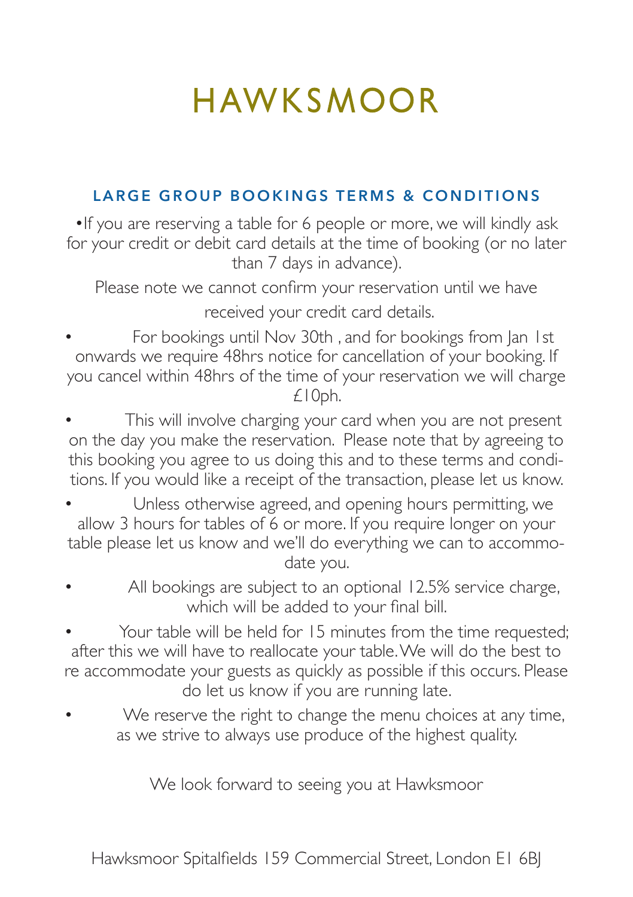# HAWKSMOOR

## LARGE GROUP BOOKINGS TERMS & CONDITIONS

- If you are reserving a table for 6 people or more, we will kindly ask for your credit or debit card details at the time of booking (or no later than 7 days in advance).

Please note we cannot confirm your reservation until we have received your credit card details.

- For bookings until Nov 30th , and for bookings from Jan 1st onwards we require 48hrs notice for cancellation of your booking. If you cancel within 48hrs of the time of your reservation we will charge £10ph.
- This will involve charging your card when you are not present on the day you make the reservation. Please note that by agreeing to this booking you agree to us doing this and to these terms and conditions. If you would like a receipt of the transaction, please let us know.
- Unless otherwise agreed, and opening hours permitting, we allow 3 hours for tables of 6 or more. If you require longer on your table please let us know and we'll do everything we can to accommodate you.
- All bookings are subject to an optional 12.5% service charge, which will be added to your final bill.
- Your table will be held for 15 minutes from the time requested; after this we will have to reallocate your table. We will do the best to re accommodate your guests as quickly as possible if this occurs. Please do let us know if you are running late.
- We reserve the right to change the menu choices at any time, as we strive to always use produce of the highest quality.

We look forward to seeing you at Hawksmoor

Hawksmoor Spitalfields 159 Commercial Street, London E1 6BJ